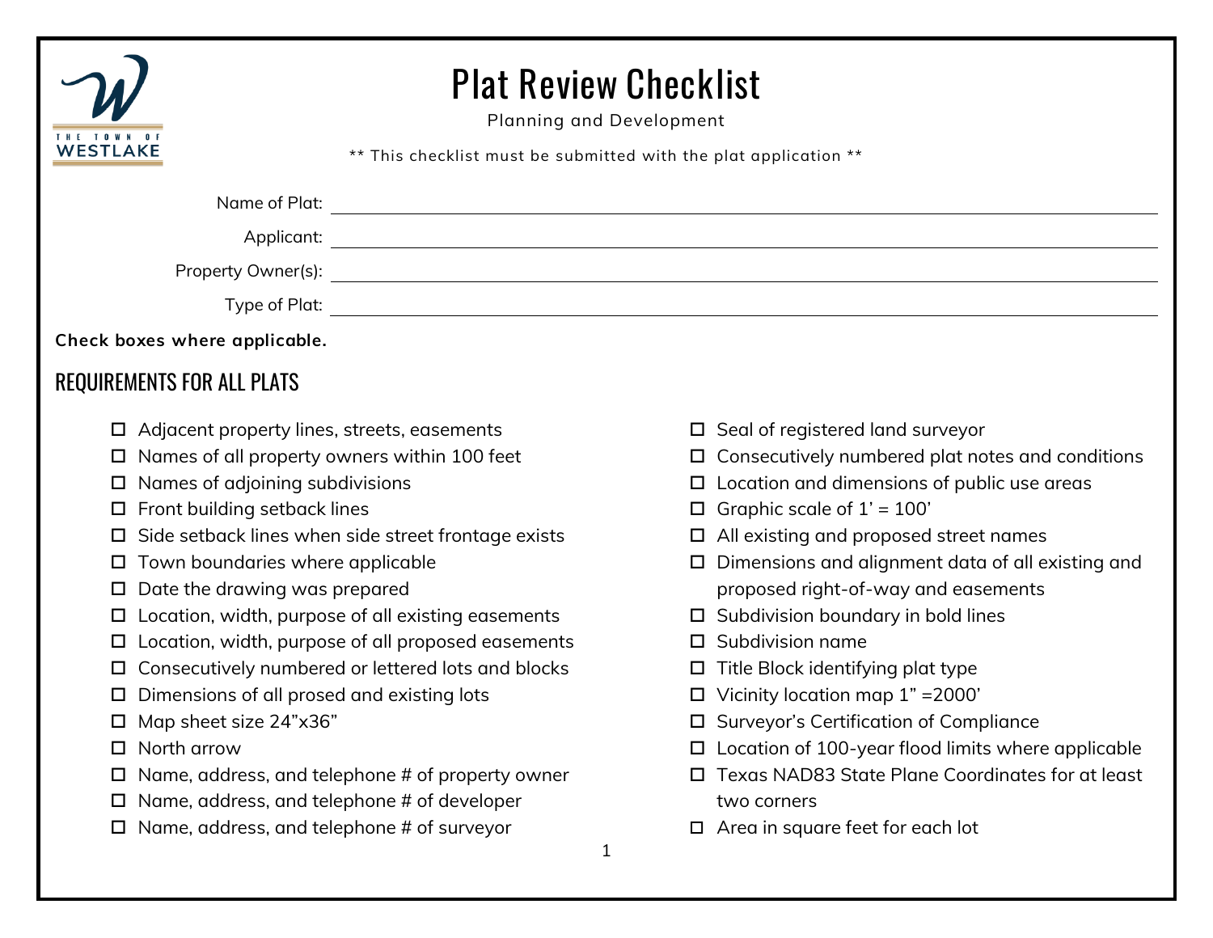# Plan Review Checklist

Planning and Development

** This checklist must be submitted with the plat application **

Name of Plat: ____________________

Applicant: ____________________

Property Owner(s): ____________________

Type of Plat: ____________________

**Check boxes where applicable.**

## REQUIREMENTS FOR ALL PLATS

- ☐ Adjacent property lines, streets, easements
- ☐ Names of all property owners within 100 feet
- ☐ Names of adjoining subdivisions
- ☐ Front building setback lines
- ☐ Side setback lines when side street frontage exists
- ☐ Town boundaries where applicable
- ☐ Date the drawing was prepared
- ☐ Location, width, purpose of all existing easements
- ☐ Location, width, purpose of all proposed easements
- ☐ Consecutively numbered or lettered lots and blocks
- ☐ Dimensions of all prosed and existing lots
- ☐ Map sheet size 24"x36"
- ☐ North arrow
- ☐ Name, address, and telephone # of property owner
- ☐ Name, address, and telephone # of developer
- ☐ Name, address, and telephone # of surveyor
- ☐ Seal of registered land surveyor
- ☐ Consecutively numbered plat notes and conditions
- ☐ Location and dimensions of public use areas
- ☐ Graphic scale of 1' = 100'
- ☐ All existing and proposed street names
- ☐ Dimensions and alignment data of all existing and proposed right-of-way and easements
- ☐ Subdivision boundary in bold lines
- ☐ Subdivision name
- ☐ Title Block identifying plat type
- ☐ Vicinity location map 1" =2000'
- ☐ Surveyor's Certification of Compliance
- ☐ Location of 100-year flood limits where applicable
- ☐ Texas NAD83 State Plane Coordinates for at least two corners
- ☐ Area in square feet for each lot

# Plat Review Checklist

Planning and Development

** This checklist must be submitted with the plat application **

Name of Plat: ____________________

Applicant: ____________________

Property Owner(s): ____________________

Type of Plat: ____________________

**Check boxes where applicable.**

## REQUIREMENTS FOR ALL PLATS

- ☐ Adjacent property lines, streets, easements
- ☐ Names of all property owners within 100 feet
- ☐ Names of adjoining subdivisions
- ☐ Front building setback lines
- ☐ Side setback lines when side street frontage exists
- ☐ Town boundaries where applicable
- ☐ Date the drawing was prepared
- ☐ Location, width, purpose of all existing easements
- ☐ Location, width, purpose of all proposed easements
- ☐ Consecutively numbered or lettered lots and blocks
- ☐ Dimensions of all prosed and existing lots
- ☐ Map sheet size 24"x36"
- ☐ North arrow
- ☐ Name, address, and telephone # of property owner
- ☐ Name, address, and telephone # of developer
- ☐ Name, address, and telephone # of surveyor
- ☐ Seal of registered land surveyor
- ☐ Consecutively numbered plat notes and conditions
- ☐ Location and dimensions of public use areas
- ☐ Graphic scale of 1' = 100'
- ☐ All existing and proposed street names
- ☐ Dimensions and alignment data of all existing and proposed right-of-way and easements
- ☐ Subdivision boundary in bold lines
- ☐ Subdivision name
- ☐ Title Block identifying plat type
- ☐ Vicinity location map 1" =2000'
- ☐ Surveyor's Certification of Compliance
- ☐ Location of 100-year flood limits where applicable
- ☐ Texas NAD83 State Plane Coordinates for at least two corners
- ☐ Area in square feet for each lot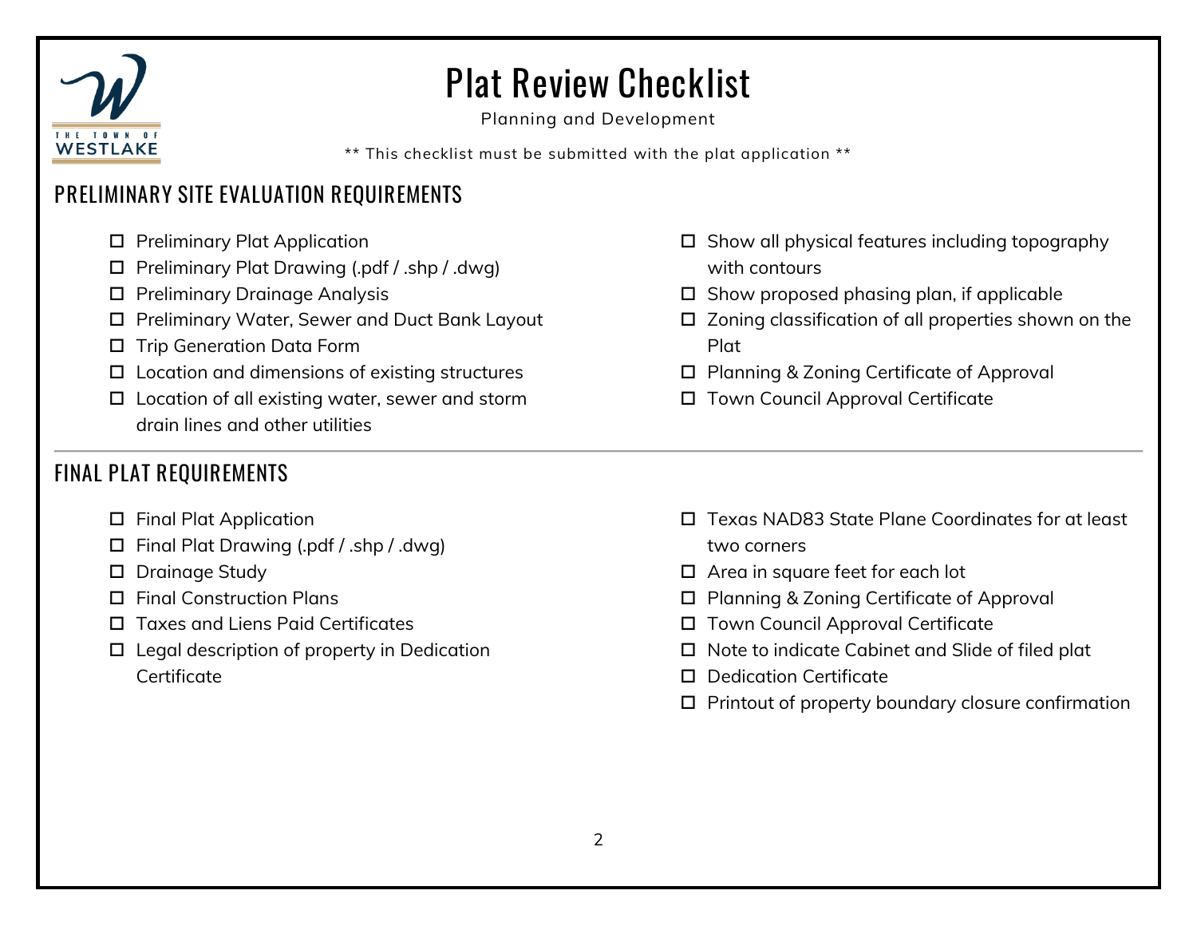# Plan Review Checklist

Planning and Development

** This checklist must be submitted with the plat application **

## PRELIMINARY SITE EVALUATION REQUIREMENTS

- ☐ Preliminary Plat Application
- ☐ Preliminary Plat Drawing (.pdf / .shp / .dwg)
- ☐ Preliminary Drainage Analysis
- ☐ Preliminary Water, Sewer and Duct Bank Layout
- ☐ Trip Generation Data Form
- ☐ Location and dimensions of existing structures
- ☐ Location of all existing water, sewer and storm drain lines and other utilities
- ☐ Show all physical features including topography with contours
- ☐ Show proposed phasing plan, if applicable
- ☐ Zoning classification of all properties shown on the Plat
- ☐ Planning & Zoning Certificate of Approval
- ☐ Town Council Approval Certificate

## FINAL PLAT REQUIREMENTS

- ☐ Final Plat Application
- ☐ Final Plat Drawing (.pdf / .shp / .dwg)
- ☐ Drainage Study
- ☐ Final Construction Plans
- ☐ Taxes and Liens Paid Certificates
- ☐ Legal description of property in Dedication Certificate
- ☐ Texas NAD83 State Plane Coordinates for at least two corners
- ☐ Area in square feet for each lot
- ☐ Planning & Zoning Certificate of Approval
- ☐ Town Council Approval Certificate
- ☐ Note to indicate Cabinet and Slide of filed plat
- ☐ Dedication Certificate
- ☐ Printout of property boundary closure confirmation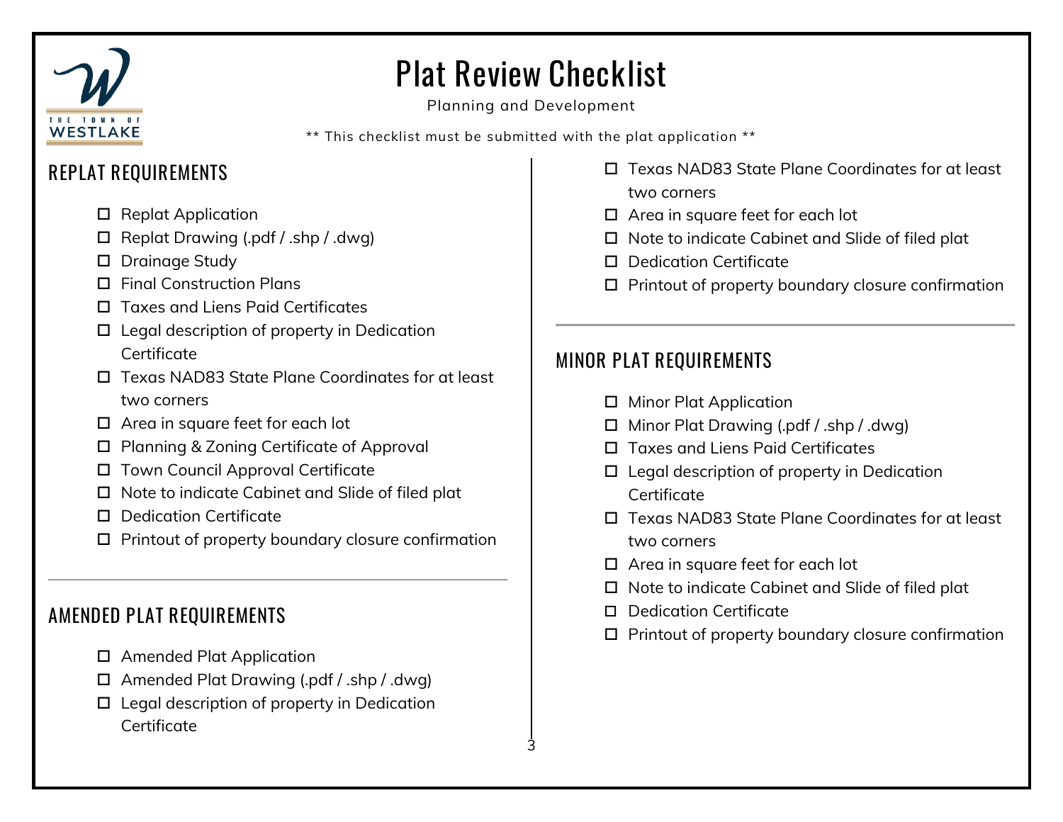# Plan Review Checklist

Planning and Development

** This checklist must be submitted with the plat application **

## REPLAT REQUIREMENTS

- ☐ Replat Application
- ☐ Replat Drawing (.pdf / .shp / .dwg)
- ☐ Drainage Study
- ☐ Final Construction Plans
- ☐ Taxes and Liens Paid Certificates
- ☐ Legal description of property in Dedication Certificate
- ☐ Texas NAD83 State Plane Coordinates for at least two corners
- ☐ Area in square feet for each lot
- ☐ Planning & Zoning Certificate of Approval
- ☐ Town Council Approval Certificate
- ☐ Note to indicate Cabinet and Slide of filed plat
- ☐ Dedication Certificate
- ☐ Printout of property boundary closure confirmation

## AMENDED PLAT REQUIREMENTS

- ☐ Amended Plat Application
- ☐ Amended Plat Drawing (.pdf / .shp / .dwg)
- ☐ Legal description of property in Dedication Certificate
- ☐ Texas NAD83 State Plane Coordinates for at least two corners
- ☐ Area in square feet for each lot
- ☐ Note to indicate Cabinet and Slide of filed plat
- ☐ Dedication Certificate
- ☐ Printout of property boundary closure confirmation

## MINOR PLAT REQUIREMENTS

- ☐ Minor Plat Application
- ☐ Minor Plat Drawing (.pdf / .shp / .dwg)
- ☐ Taxes and Liens Paid Certificates
- ☐ Legal description of property in Dedication Certificate
- ☐ Texas NAD83 State Plane Coordinates for at least two corners
- ☐ Area in square feet for each lot
- ☐ Note to indicate Cabinet and Slide of filed plat
- ☐ Dedication Certificate
- ☐ Printout of property boundary closure confirmation

# Plat Review Checklist

Planning and Development

** This checklist must be submitted with the plat application **

## REPLAT REQUIREMENTS

- ☐ Replat Application
- ☐ Replat Drawing (.pdf / .shp / .dwg)
- ☐ Drainage Study
- ☐ Final Construction Plans
- ☐ Taxes and Liens Paid Certificates
- ☐ Legal description of property in Dedication Certificate
- ☐ Texas NAD83 State Plane Coordinates for at least two corners
- ☐ Area in square feet for each lot
- ☐ Planning & Zoning Certificate of Approval
- ☐ Town Council Approval Certificate
- ☐ Note to indicate Cabinet and Slide of filed plat
- ☐ Dedication Certificate
- ☐ Printout of property boundary closure confirmation

## AMENDED PLAT REQUIREMENTS

- ☐ Amended Plat Application
- ☐ Amended Plat Drawing (.pdf / .shp / .dwg)
- ☐ Legal description of property in Dedication Certificate
- ☐ Texas NAD83 State Plane Coordinates for at least two corners
- ☐ Area in square feet for each lot
- ☐ Note to indicate Cabinet and Slide of filed plat
- ☐ Dedication Certificate
- ☐ Printout of property boundary closure confirmation

## MINOR PLAT REQUIREMENTS

- ☐ Minor Plat Application
- ☐ Minor Plat Drawing (.pdf / .shp / .dwg)
- ☐ Taxes and Liens Paid Certificates
- ☐ Legal description of property in Dedication Certificate
- ☐ Texas NAD83 State Plane Coordinates for at least two corners
- ☐ Area in square feet for each lot
- ☐ Note to indicate Cabinet and Slide of filed plat
- ☐ Dedication Certificate
- ☐ Printout of property boundary closure confirmation